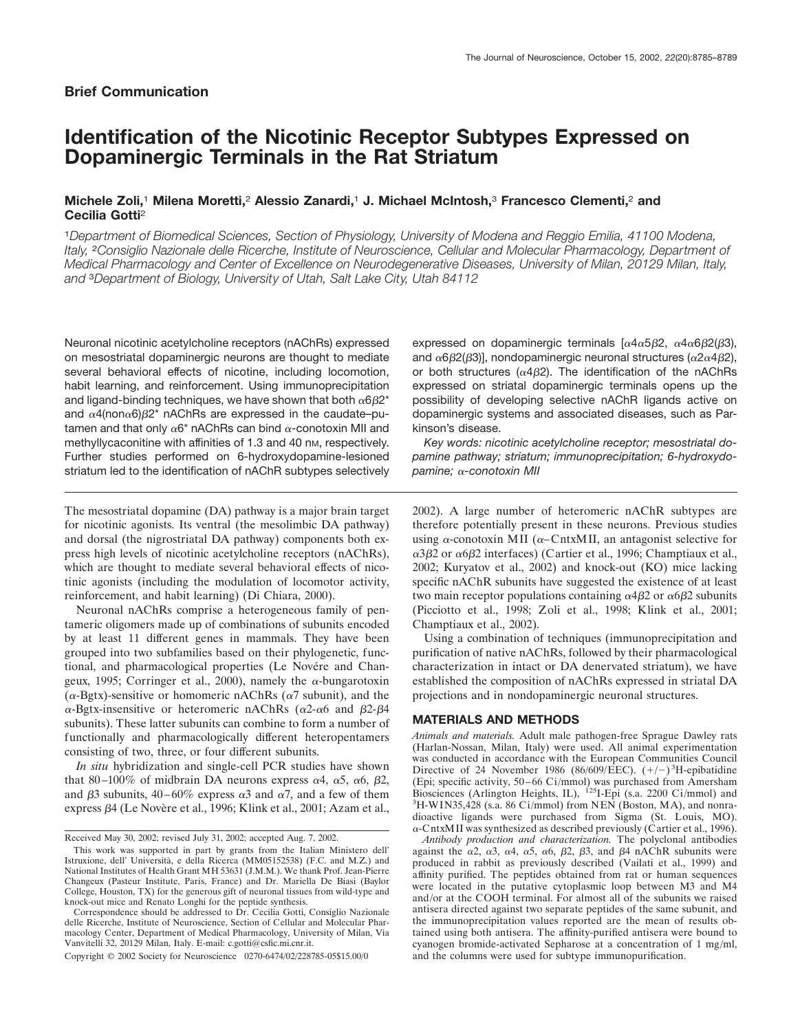**Brief Communication**

# Identification of the Nicotinic Receptor Subtypes Expressed on Dopaminergic Terminals in the Rat Striatum

**Michele Zoli,[1] Milena Moretti,[2] Alessio Zanardi,[1] J. Michael McIntosh,[3] Francesco Clementi,[2] and Cecilia Gotti[2]**

[1]*Department of Biomedical Sciences, Section of Physiology, University of Modena and Reggio Emilia, 41100 Modena, Italy,* [2]*Consiglio Nazionale delle Ricerche, Institute of Neuroscience, Cellular and Molecular Pharmacology, Department of Medical Pharmacology and Center of Excellence on Neurodegenerative Diseases, University of Milan, 20129 Milan, Italy, and* [3]*Department of Biology, University of Utah, Salt Lake City, Utah 84112*

Neuronal nicotinic acetylcholine receptors (nAChRs) expressed on mesostriatal dopaminergic neurons are thought to mediate several behavioral effects of nicotine, including locomotion, habit learning, and reinforcement. Using immunoprecipitation and ligand-binding techniques, we have shown that both α6β2* and α4(nonα6)β2* nAChRs are expressed in the caudate–putamen and that only α6* nAChRs can bind α-conotoxin MII and methyllycaconitine with affinities of 1.3 and 40 nM, respectively. Further studies performed on 6-hydroxydopamine-lesioned striatum led to the identification of nAChR subtypes selectively expressed on dopaminergic terminals [α4α5β2, α4α6β2(β3), and α6β2(β3)], nondopaminergic neuronal structures (α2α4β2), or both structures (α4β2). The identification of the nAChRs expressed on striatal dopaminergic terminals opens up the possibility of developing selective nAChR ligands active on dopaminergic systems and associated diseases, such as Parkinson's disease.

*Key words: nicotinic acetylcholine receptor; mesostriatal dopamine pathway; striatum; immunoprecipitation; 6-hydroxydopamine; α-conotoxin MII*

The mesostriatal dopamine (DA) pathway is a major brain target for nicotinic agonists. Its ventral (the mesolimbic DA pathway) and dorsal (the nigrostriatal DA pathway) components both express high levels of nicotinic acetylcholine receptors (nAChRs), which are thought to mediate several behavioral effects of nicotinic agonists (including the modulation of locomotor activity, reinforcement, and habit learning) (Di Chiara, 2000).

Neuronal nAChRs comprise a heterogeneous family of pentameric oligomers made up of combinations of subunits encoded by at least 11 different genes in mammals. They have been grouped into two subfamilies based on their phylogenetic, functional, and pharmacological properties (Le Novére and Changeux, 1995; Corringer et al., 2000), namely the α-bungarotoxin (α-Bgtx)-sensitive or homomeric nAChRs (α7 subunit), and the α-Bgtx-insensitive or heteromeric nAChRs (α2-α6 and β2-β4 subunits). These latter subunits can combine to form a number of functionally and pharmacologically different heteropentamers consisting of two, three, or four different subunits.

*In situ* hybridization and single-cell PCR studies have shown that 80–100% of midbrain DA neurons express α4, α5, α6, β2, and β3 subunits, 40–60% express α3 and α7, and a few of them express β4 (Le Novère et al., 1996; Klink et al., 2001; Azam et al., 2002). A large number of heteromeric nAChR subtypes are therefore potentially present in these neurons. Previous studies using α-conotoxin MII (α–CntxMII, an antagonist selective for α3β2 or α6β2 interfaces) (Cartier et al., 1996; Champtiaux et al., 2002; Kuryatov et al., 2002) and knock-out (KO) mice lacking specific nAChR subunits have suggested the existence of at least two main receptor populations containing α4β2 or α6β2 subunits (Picciotto et al., 1998; Zoli et al., 1998; Klink et al., 2001; Champtiaux et al., 2002).

Using a combination of techniques (immunoprecipitation and purification of native nAChRs, followed by their pharmacological characterization in intact or DA denervated striatum), we have established the composition of nAChRs expressed in striatal DA projections and in nondopaminergic neuronal structures.

Received May 30, 2002; revised July 31, 2002; accepted Aug. 7, 2002.

This work was supported in part by grants from the Italian Ministero dell' Istruxione, dell' Università, e della Ricerca (MM05152538) (F.C. and M.Z.) and National Institutes of Health Grant MH 53631 (J.M.M.). We thank Prof. Jean-Pierre Changeux (Pasteur Institute, Paris, France) and Dr. Mariella De Biasi (Baylor College, Houston, TX) for the generous gift of neuronal tissues from wild-type and knock-out mice and Renato Longhi for the peptide synthesis.

Correspondence should be addressed to Dr. Cecilia Gotti, Consiglio Nazionale delle Ricerche, Institute of Neuroscience, Section of Cellular and Molecular Pharmacology Center, Department of Medical Pharmacology, University of Milan, Via Vanvitelli 32, 20129 Milan, Italy. E-mail: c.gotti@csfic.mi.cnr.it.

Copyright © 2002 Society for Neuroscience 0270-6474/02/228785-05$15.00/0

## MATERIALS AND METHODS

*Animals and materials.* Adult male pathogen-free Sprague Dawley rats (Harlan-Nossan, Milan, Italy) were used. All animal experimentation was conducted in accordance with the European Communities Council Directive of 24 November 1986 (86/609/EEC). (+/−)$^3$H-epibatidine (Epi; specific activity, 50–66 Ci/mmol) was purchased from Amersham Biosciences (Arlington Heights, IL), $^{125}$I-Epi (s.a. 2200 Ci/mmol) and $^3$H-WIN35,428 (s.a. 86 Ci/mmol) from NEN (Boston, MA), and nonradioactive ligands were purchased from Sigma (St. Louis, MO). α-CntxMII was synthesized as described previously (Cartier et al., 1996).

*Antibody production and characterization.* The polyclonal antibodies against the α2, α3, α4, α5, α6, β2, β3, and β4 nAChR subunits were produced in rabbit as previously described (Vailati et al., 1999) and affinity purified. The peptides obtained from rat or human sequences were located in the putative cytoplasmic loop between M3 and M4 and/or at the COOH terminal. For almost all of the subunits we raised antisera directed against two separate peptides of the same subunit, and the immunoprecipitation values reported are the mean of results obtained using both antisera. The affinity-purified antisera were bound to cyanogen bromide-activated Sepharose at a concentration of 1 mg/ml, and the columns were used for subtype immunopurification.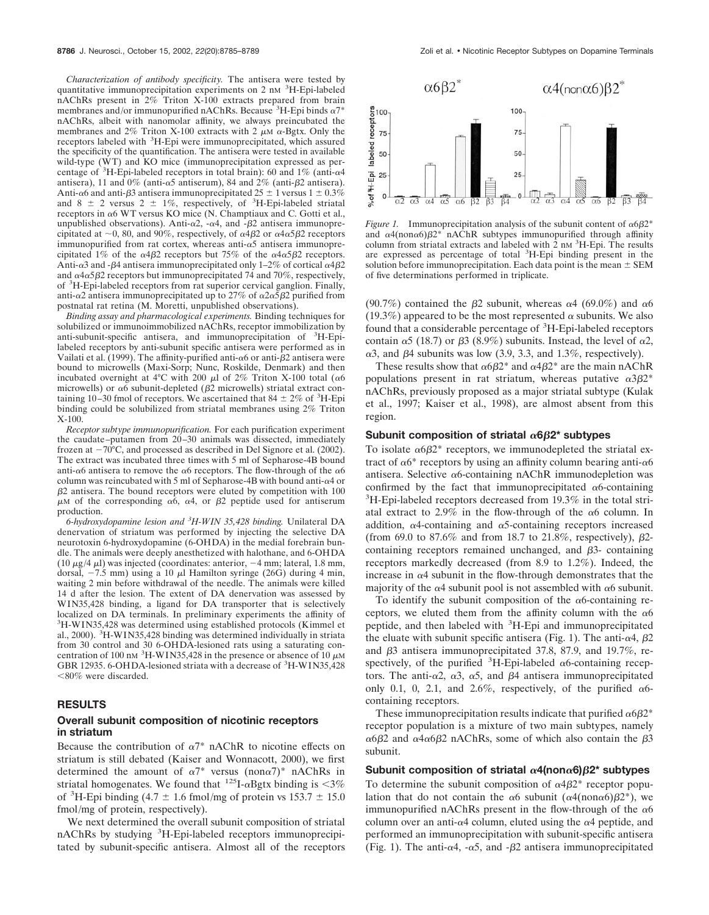*Characterization of antibody specificity.* The antisera were tested by quantitative immunoprecipitation experiments on 2 nM $^3$H-Epi-labeled nAChRs present in 2% Triton X-100 extracts prepared from brain membranes and/or immunopurified nAChRs. Because $^3$H-Epi binds $\alpha7^*$ nAChRs, albeit with nanomolar affinity, we always preincubated the membranes and 2% Triton X-100 extracts with 2 $\mu$M $\alpha$-Bgtx. Only the receptors labeled with $^3$H-Epi were immunoprecipitated, which assured the specificity of the quantification. The antisera were tested in available wild-type (WT) and KO mice (immunoprecipitation expressed as percentage of $^3$H-Epi-labeled receptors in total brain): 60 and 1% (anti-$\alpha4$ antisera), 11 and 0% (anti-$\alpha5$ antiserum), 84 and 2% (anti-$\beta2$ antisera). Anti-$\alpha6$ and anti-$\beta3$ antisera immunoprecipitated 25 ± 1 versus 1 ± 0.3% and 8 ± 2 versus 2 ± 1%, respectively, of $^3$H-Epi-labeled striatal receptors in $\alpha6$ WT versus KO mice (N. Champtiaux and C. Gotti et al., unpublished observations). Anti-$\alpha2$, -$\alpha4$, and -$\beta2$ antisera immunoprecipitated at ~0, 80, and 90%, respectively, of $\alpha4\beta2$ or $\alpha4\alpha5\beta2$ receptors immunopurified from rat cortex, whereas anti-$\alpha5$ antisera immunoprecipitated 1% of the $\alpha4\beta2$ receptors but 75% of the $\alpha4\alpha5\beta2$ receptors. Anti-$\alpha3$ and -$\beta4$ antisera immunoprecipitated only 1–2% of cortical $\alpha4\beta2$ and $\alpha4\alpha5\beta2$ receptors but immunoprecipitated 74 and 70%, respectively, of $^3$H-Epi-labeled receptors from rat superior cervical ganglion. Finally, anti-$\alpha2$ antisera immunoprecipitated up to 27% of $\alpha2\alpha5\beta2$ purified from postnatal rat retina (M. Moretti, unpublished observations).

*Binding assay and pharmacological experiments.* Binding techniques for solubilized or immunoimmobilized nAChRs, receptor immobilization by anti-subunit-specific antisera, and immunoprecipitation of $^3$H-Epi-labeled receptors by anti-subunit specific antisera were performed as in Vailati et al. (1999). The affinity-purified anti-$\alpha6$ or anti-$\beta2$ antisera were bound to microwells (Maxi-Sorp; Nunc, Roskilde, Denmark) and then incubated overnight at 4°C with 200 $\mu$l of 2% Triton X-100 total ($\alpha6$ microwells) or $\alpha6$ subunit-depleted ($\beta2$ microwells) striatal extract containing 10–30 fmol of receptors. We ascertained that 84 ± 2% of $^3$H-Epi binding could be solubilized from striatal membranes using 2% Triton X-100.

*Receptor subtype immunopurification.* For each purification experiment the caudate–putamen from 20–30 animals was dissected, immediately frozen at −70°C, and processed as described in Del Signore et al. (2002). The extract was incubated three times with 5 ml of Sepharose-4B bound anti-$\alpha6$ antisera to remove the $\alpha6$ receptors. The flow-through of the $\alpha6$ column was reincubated with 5 ml of Sepharose-4B with bound anti-$\alpha4$ or $\beta2$ antisera. The bound receptors were eluted by competition with 100 $\mu$M of the corresponding $\alpha6$, $\alpha4$, or $\beta2$ peptide used for antiserum production.

*6-hydroxydopamine lesion and $^3$H-WIN 35,428 binding.* Unilateral DA denervation of striatum was performed by injecting the selective DA neurotoxin 6-hydroxydopamine (6-OHDA) in the medial forebrain bundle. The animals were deeply anesthetized with halothane, and 6-OHDA (10 $\mu$g/4 $\mu$l) was injected (coordinates: anterior, −4 mm; lateral, 1.8 mm, dorsal, −7.5 mm) using a 10 $\mu$l Hamilton syringe (26G) during 4 min, waiting 2 min before withdrawal of the needle. The animals were killed 14 d after the lesion. The extent of DA denervation was assessed by WIN35,428 binding, a ligand for DA transporter that is selectively localized on DA terminals. In preliminary experiments the affinity of $^3$H-WIN35,428 was determined using established protocols (Kimmel et al., 2000). $^3$H-WIN35,428 binding was determined individually in striata from 30 control and 30 6-OHDA-lesioned rats using a saturating concentration of 100 nM $^3$H-WIN35,428 in the presence or absence of 10 $\mu$M GBR 12935. 6-OHDA-lesioned striata with a decrease of $^3$H-WIN35,428 <80% were discarded.

## RESULTS

### Overall subunit composition of nicotinic receptors in striatum

Because the contribution of $\alpha7^*$ nAChR to nicotine effects on striatum is still debated (Kaiser and Wonnacott, 2000), we first determined the amount of $\alpha7^*$ versus (non$\alpha7$)* nAChRs in striatal homogenates. We found that $^{125}$I-$\alpha$Bgtx binding is <3% of $^3$H-Epi binding (4.7 ± 1.6 fmol/mg of protein vs 153.7 ± 15.0 fmol/mg of protein, respectively).

We next determined the overall subunit composition of striatal nAChRs by studying $^3$H-Epi-labeled receptors immunoprecipitated by subunit-specific antisera. Almost all of the receptors (90.7%) contained the $\beta2$ subunit, whereas $\alpha4$ (69.0%) and $\alpha6$ (19.3%) appeared to be the most represented $\alpha$ subunits. We also found that a considerable percentage of $^3$H-Epi-labeled receptors contain $\alpha5$ (18.7) or $\beta3$ (8.9%) subunits. Instead, the level of $\alpha2$, $\alpha3$, and $\beta4$ subunits was low (3.9, 3.3, and 1.3%, respectively).

These results show that $\alpha6\beta2^*$ and $\alpha4\beta2^*$ are the main nAChR populations present in rat striatum, whereas putative $\alpha3\beta2^*$ nAChRs, previously proposed as a major striatal subtype (Kulak et al., 1997; Kaiser et al., 1998), are almost absent from this region.

### Subunit composition of striatal $\alpha6\beta2^*$ subtypes

To isolate $\alpha6\beta2^*$ receptors, we immunodepleted the striatal extract of $\alpha6^*$ receptors by using an affinity column bearing anti-$\alpha6$ antisera. Selective $\alpha6$-containing nAChR immunodepletion was confirmed by the fact that immunoprecipitated $\alpha6$-containing $^3$H-Epi-labeled receptors decreased from 19.3% in the total striatal extract to 2.9% in the flow-through of the $\alpha6$ column. In addition, $\alpha4$-containing and $\alpha5$-containing receptors increased (from 69.0 to 87.6% and from 18.7 to 21.8%, respectively), $\beta2$-containing receptors remained unchanged, and $\beta3$- containing receptors markedly decreased (from 8.9 to 1.2%). Indeed, the increase in $\alpha4$ subunit in the flow-through demonstrates that the majority of the $\alpha4$ subunit pool is not assembled with $\alpha6$ subunit.

To identify the subunit composition of the $\alpha6$-containing receptors, we eluted them from the affinity column with the $\alpha6$ peptide, and then labeled with $^3$H-Epi and immunoprecipitated the eluate with subunit specific antisera (Fig. 1). The anti-$\alpha4$, $\beta2$ and $\beta3$ antisera immunoprecipitated 37.8, 87.9, and 19.7%, respectively, of the purified $^3$H-Epi-labeled $\alpha6$-containing receptors. The anti-$\alpha2$, $\alpha3$, $\alpha5$, and $\beta4$ antisera immunoprecipitated only 0.1, 0, 2.1, and 2.6%, respectively, of the purified $\alpha6$-containing receptors.

These immunoprecipitation results indicate that purified $\alpha6\beta2^*$ receptor population is a mixture of two main subtypes, namely $\alpha6\beta2$ and $\alpha4\alpha6\beta2$ nAChRs, some of which also contain the $\beta3$ subunit.

### Subunit composition of striatal $\alpha4$(non$\alpha6$)$\beta2^*$ subtypes

To determine the subunit composition of $\alpha4\beta2^*$ receptor population that do not contain the $\alpha6$ subunit ($\alpha4$(non$\alpha6$)$\beta2^*$), we immunopurified nAChRs present in the flow-through of the $\alpha6$ column over an anti-$\alpha4$ column, eluted using the $\alpha4$ peptide, and performed an immunoprecipitation with subunit-specific antisera (Fig. 1). The anti-$\alpha4$, -$\alpha5$, and -$\beta2$ antisera immunoprecipitated

*Figure 1.* Immunoprecipitation analysis of the subunit content of $\alpha6\beta2^*$ and $\alpha4$(non$\alpha6$)$\beta2^*$ nAChR subtypes immunopurified through affinity column from striatal extracts and labeled with 2 nM $^3$H-Epi. The results are expressed as percentage of total $^3$H-Epi binding present in the solution before immunoprecipitation. Each data point is the mean ± SEM of five determinations performed in triplicate.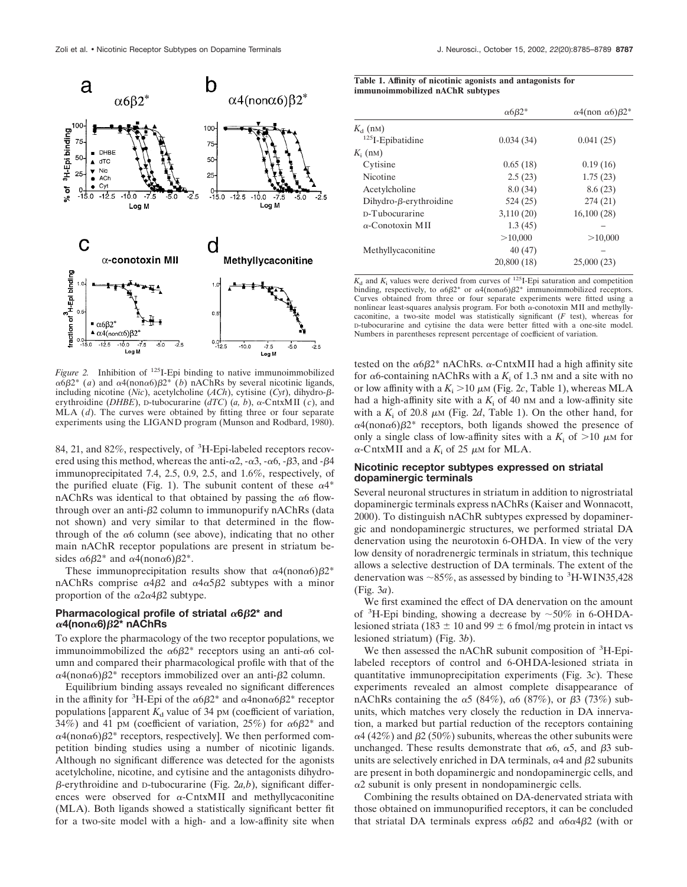*Figure 2.* Inhibition of $^{125}$I-Epi binding to native immunoimmobilized $\alpha6\beta2^*$ (*a*) and $\alpha4(\text{non}\alpha6)\beta2^*$ (*b*) nAChRs by several nicotinic ligands, including nicotine (*Nic*), acetylcholine (*ACh*), cytisine (*Cyt*), dihydro-β-erythroidine (*DHBE*), D-tubocurarine (*dTC*) (*a, b*), α-CntxMII (*c*), and MLA (*d*). The curves were obtained by fitting three or four separate experiments using the LIGAND program (Munson and Rodbard, 1980).

84, 21, and 82%, respectively, of $^3$H-Epi-labeled receptors recovered using this method, whereas the anti-α2, -α3, -α6, -β3, and -β4 immunoprecipitated 7.4, 2.5, 0.9, 2.5, and 1.6%, respectively, of the purified eluate (Fig. 1). The subunit content of these $\alpha4^*$ nAChRs was identical to that obtained by passing the α6 flow-through over an anti-β2 column to immunopurify nAChRs (data not shown) and very similar to that determined in the flow-through of the α6 column (see above), indicating that no other main nAChR receptor populations are present in striatum besides $\alpha6\beta2^*$ and $\alpha4(\text{non}\alpha6)\beta2^*$.

These immunoprecipitation results show that $\alpha4(\text{non}\alpha6)\beta2^*$ nAChRs comprise $\alpha4\beta2$ and $\alpha4\alpha5\beta2$ subtypes with a minor proportion of the $\alpha2\alpha4\beta2$ subtype.

### Pharmacological profile of striatal $\alpha6\beta2^*$ and $\alpha4(\text{non}\alpha6)\beta2^*$ nAChRs

To explore the pharmacology of the two receptor populations, we immunoimmobilized the $\alpha6\beta2^*$ receptors using an anti-α6 column and compared their pharmacological profile with that of the $\alpha4(\text{non}\alpha6)\beta2^*$ receptors immobilized over an anti-β2 column.

Equilibrium binding assays revealed no significant differences in the affinity for $^3$H-Epi of the $\alpha6\beta2^*$ and $\alpha4\text{non}\alpha6\beta2^*$ receptor populations [apparent $K_d$ value of 34 pM (coefficient of variation, 34%) and 41 pM (coefficient of variation, 25%) for $\alpha6\beta2^*$ and $\alpha4(\text{non}\alpha6)\beta2^*$ receptors, respectively]. We then performed competition binding studies using a number of nicotinic ligands. Although no significant difference was detected for the agonists acetylcholine, nicotine, and cytisine and the antagonists dihydro-β-erythroidine and D-tubocurarine (Fig. 2*a,b*), significant differences were observed for α-CntxMII and methyllycaconitine (MLA). Both ligands showed a statistically significant better fit for a two-site model with a high- and a low-affinity site when tested on the $\alpha6\beta2^*$ nAChRs. α-CntxMII had a high affinity site for α6-containing nAChRs with a $K_i$ of 1.3 nM and a site with no or low affinity with a $K_i$ >10 μM (Fig. 2*c*, Table 1), whereas MLA had a high-affinity site with a $K_i$ of 40 nM and a low-affinity site with a $K_i$ of 20.8 μM (Fig. 2*d*, Table 1). On the other hand, for $\alpha4(\text{non}\alpha6)\beta2^*$ receptors, both ligands showed the presence of only a single class of low-affinity sites with a $K_i$ of >10 μM for α-CntxMII and a $K_i$ of 25 μM for MLA.

**Table 1. Affinity of nicotinic agonists and antagonists for immunoimmobilized nAChR subtypes**

| | $\alpha6\beta2^*$ | $\alpha4(\text{non }\alpha6)\beta2^*$ |
|---|---|---|
| $K_d$ (nM) | | |
| $^{125}$I-Epibatidine | 0.034 (34) | 0.041 (25) |
| $K_i$ (nM) | | |
| Cytisine | 0.65 (18) | 0.19 (16) |
| Nicotine | 2.5 (23) | 1.75 (23) |
| Acetylcholine | 8.0 (34) | 8.6 (23) |
| Dihydro-β-erythroidine | 524 (25) | 274 (21) |
| D-Tubocurarine | 3,110 (20) | 16,100 (28) |
| α-Conotoxin MII | 1.3 (45) | – |
| | >10,000 | >10,000 |
| Methyllycaconitine | 40 (47) | – |
| | 20,800 (18) | 25,000 (23) |

$K_d$ and $K_i$ values were derived from curves of $^{125}$I-Epi saturation and competition binding, respectively, to $\alpha6\beta2^*$ or $\alpha4(\text{non}\alpha6)\beta2^*$ immunoimmobilized receptors. Curves obtained from three or four separate experiments were fitted using a nonlinear least-squares analysis program. For both α-conotoxin MII and methyllycaconitine, a two-site model was statistically significant (*F* test), whereas for D-tubocurarine and cytisine the data were better fitted with a one-site model. Numbers in parentheses represent percentage of coefficient of variation.

### Nicotinic receptor subtypes expressed on striatal dopaminergic terminals

Several neuronal structures in striatum in addition to nigrostriatal dopaminergic terminals express nAChRs (Kaiser and Wonnacott, 2000). To distinguish nAChR subtypes expressed by dopaminergic and nondopaminergic structures, we performed striatal DA denervation using the neurotoxin 6-OHDA. In view of the very low density of noradrenergic terminals in striatum, this technique allows a selective destruction of DA terminals. The extent of the denervation was ~85%, as assessed by binding to $^3$H-WIN35,428 (Fig. 3*a*).

We first examined the effect of DA denervation on the amount of $^3$H-Epi binding, showing a decrease by ~50% in 6-OHDA-lesioned striata (183 ± 10 and 99 ± 6 fmol/mg protein in intact vs lesioned striatum) (Fig. 3*b*).

We then assessed the nAChR subunit composition of $^3$H-Epi-labeled receptors of control and 6-OHDA-lesioned striata in quantitative immunoprecipitation experiments (Fig. 3*c*). These experiments revealed an almost complete disappearance of nAChRs containing the α5 (84%), α6 (87%), or β3 (73%) subunits, which matches very closely the reduction in DA innervation, a marked but partial reduction of the receptors containing α4 (42%) and β2 (50%) subunits, whereas the other subunits were unchanged. These results demonstrate that α6, α5, and β3 subunits are selectively enriched in DA terminals, α4 and β2 subunits are present in both dopaminergic and nondopaminergic cells, and α2 subunit is only present in nondopaminergic cells.

Combining the results obtained on DA-denervated striata with those obtained on immunopurified receptors, it can be concluded that striatal DA terminals express $\alpha6\beta2$ and $\alpha6\alpha4\beta2$ (with or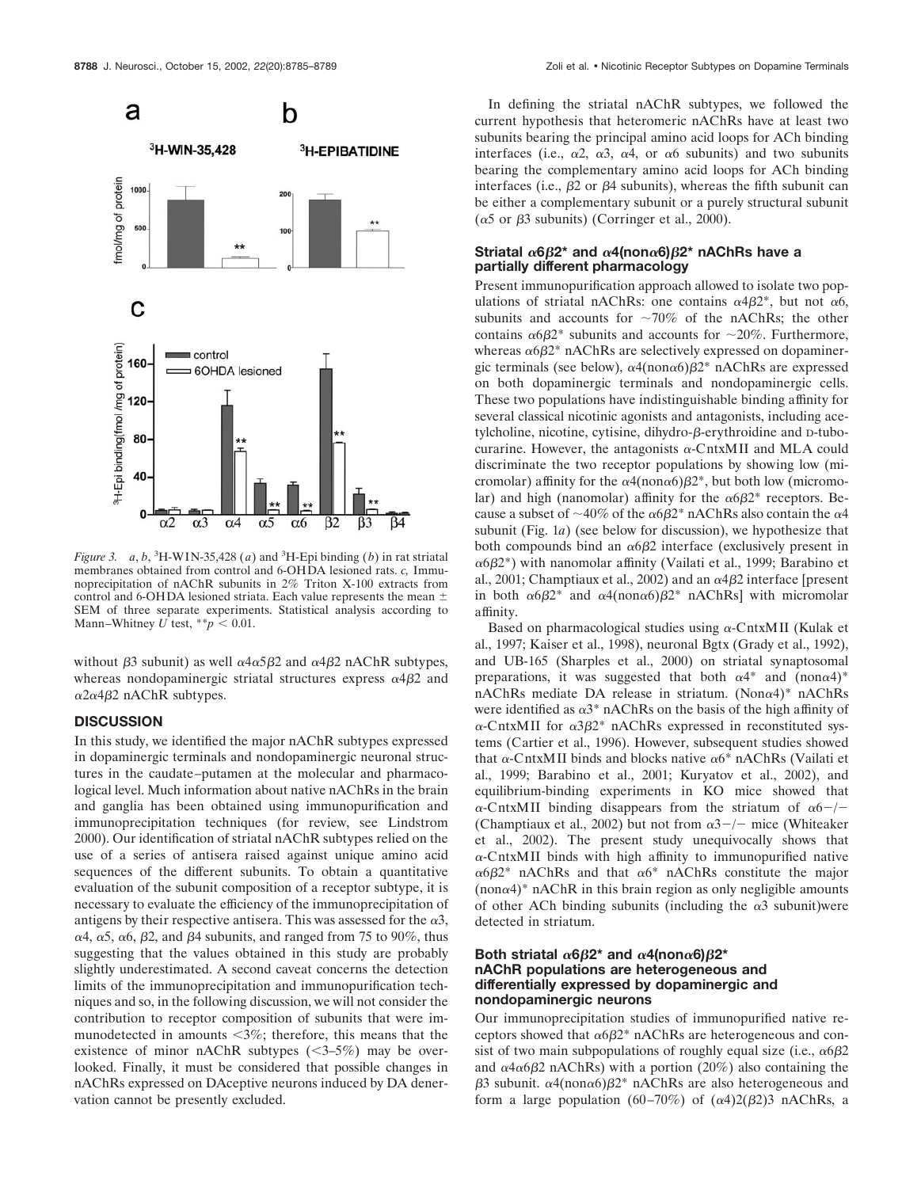*Figure 3.* *a*, *b*, $^3$H-WIN-35,428 (*a*) and $^3$H-Epi binding (*b*) in rat striatal membranes obtained from control and 6-OHDA lesioned rats. *c,* Immunoprecipitation of nAChR subunits in 2% Triton X-100 extracts from control and 6-OHDA lesioned striata. Each value represents the mean ± SEM of three separate experiments. Statistical analysis according to Mann–Whitney *U* test, $^{**}p < 0.01$.

without β3 subunit) as well α4α5β2 and α4β2 nAChR subtypes, whereas nondopaminergic striatal structures express α4β2 and α2α4β2 nAChR subtypes.

## DISCUSSION

In this study, we identified the major nAChR subtypes expressed in dopaminergic terminals and nondopaminergic neuronal structures in the caudate–putamen at the molecular and pharmacological level. Much information about native nAChRs in the brain and ganglia has been obtained using immunopurification and immunoprecipitation techniques (for review, see Lindstrom 2000). Our identification of striatal nAChR subtypes relied on the use of a series of antisera raised against unique amino acid sequences of the different subunits. To obtain a quantitative evaluation of the subunit composition of a receptor subtype, it is necessary to evaluate the efficiency of the immunoprecipitation of antigens by their respective antisera. This was assessed for the α3, α4, α5, α6, β2, and β4 subunits, and ranged from 75 to 90%, thus suggesting that the values obtained in this study are probably slightly underestimated. A second caveat concerns the detection limits of the immunoprecipitation and immunopurification techniques and so, in the following discussion, we will not consider the contribution to receptor composition of subunits that were immunodetected in amounts <3%; therefore, this means that the existence of minor nAChR subtypes (<3–5%) may be overlooked. Finally, it must be considered that possible changes in nAChRs expressed on DAceptive neurons induced by DA denervation cannot be presently excluded.

In defining the striatal nAChR subtypes, we followed the current hypothesis that heteromeric nAChRs have at least two subunits bearing the principal amino acid loops for ACh binding interfaces (i.e., α2, α3, α4, or α6 subunits) and two subunits bearing the complementary amino acid loops for ACh binding interfaces (i.e., β2 or β4 subunits), whereas the fifth subunit can be either a complementary subunit or a purely structural subunit (α5 or β3 subunits) (Corringer et al., 2000).

### Striatal α6β2* and α4(nonα6)β2* nAChRs have a partially different pharmacology

Present immunopurification approach allowed to isolate two populations of striatal nAChRs: one contains α4β2*, but not α6, subunits and accounts for ~70% of the nAChRs; the other contains α6β2* subunits and accounts for ~20%. Furthermore, whereas α6β2* nAChRs are selectively expressed on dopaminergic terminals (see below), α4(nonα6)β2* nAChRs are expressed on both dopaminergic terminals and nondopaminergic cells. These two populations have indistinguishable binding affinity for several classical nicotinic agonists and antagonists, including acetylcholine, nicotine, cytisine, dihydro-β-erythroidine and D-tubocurarine. However, the antagonists α-CntxMII and MLA could discriminate the two receptor populations by showing low (micromolar) affinity for the α4(nonα6)β2*, but both low (micromolar) and high (nanomolar) affinity for the α6β2* receptors. Because a subset of ~40% of the α6β2* nAChRs also contain the α4 subunit (Fig. 1*a*) (see below for discussion), we hypothesize that both compounds bind an α6β2 interface (exclusively present in α6β2*) with nanomolar affinity (Vailati et al., 1999; Barabino et al., 2001; Champtiaux et al., 2002) and an α4β2 interface [present in both α6β2* and α4(nonα6)β2* nAChRs] with micromolar affinity.

Based on pharmacological studies using α-CntxMII (Kulak et al., 1997; Kaiser et al., 1998), neuronal Bgtx (Grady et al., 1992), and UB-165 (Sharples et al., 2000) on striatal synaptosomal preparations, it was suggested that both α4* and (nonα4)* nAChRs mediate DA release in striatum. (Nonα4)* nAChRs were identified as α3* nAChRs on the basis of the high affinity of α-CntxMII for α3β2* nAChRs expressed in reconstituted systems (Cartier et al., 1996). However, subsequent studies showed that α-CntxMII binds and blocks native α6* nAChRs (Vailati et al., 1999; Barabino et al., 2001; Kuryatov et al., 2002), and equilibrium-binding experiments in KO mice showed that α-CntxMII binding disappears from the striatum of α6−/− (Champtiaux et al., 2002) but not from α3−/− mice (Whiteaker et al., 2002). The present study unequivocally shows that α-CntxMII binds with high affinity to immunopurified native α6β2* nAChRs and that α6* nAChRs constitute the major (nonα4)* nAChR in this brain region as only negligible amounts of other ACh binding subunits (including the α3 subunit)were detected in striatum.

### Both striatal α6β2* and α4(nonα6)β2* nAChR populations are heterogeneous and differentially expressed by dopaminergic and nondopaminergic neurons

Our immunoprecipitation studies of immunopurified native receptors showed that α6β2* nAChRs are heterogeneous and consist of two main subpopulations of roughly equal size (i.e., α6β2 and α4α6β2 nAChRs) with a portion (20%) also containing the β3 subunit. α4(nonα6)β2* nAChRs are also heterogeneous and form a large population (60–70%) of (α4)2(β2)3 nAChRs, a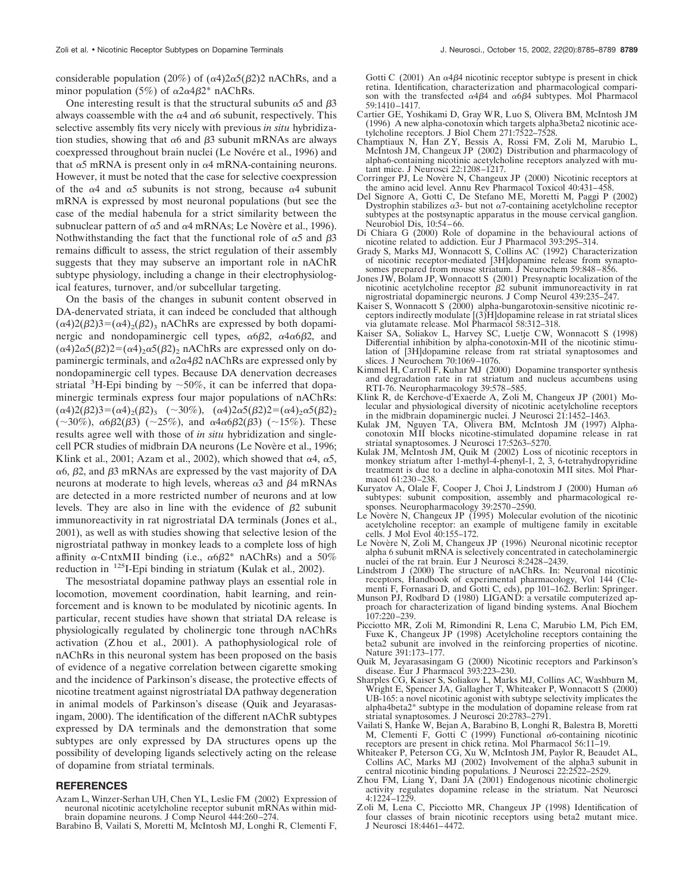considerable population (20%) of $(\alpha4)2\alpha5(\beta2)2$ nAChRs, and a minor population (5%) of $\alpha2\alpha4\beta2^*$ nAChRs.

One interesting result is that the structural subunits $\alpha5$ and $\beta3$ always coassemble with the $\alpha4$ and $\alpha6$ subunit, respectively. This selective assembly fits very nicely with previous *in situ* hybridization studies, showing that $\alpha6$ and $\beta3$ subunit mRNAs are always coexpressed throughout brain nuclei (Le Novére et al., 1996) and that $\alpha5$ mRNA is present only in $\alpha4$ mRNA-containing neurons. However, it must be noted that the case for selective coexpression of the $\alpha4$ and $\alpha5$ subunits is not strong, because $\alpha4$ subunit mRNA is expressed by most neuronal populations (but see the case of the medial habenula for a strict similarity between the subnuclear pattern of $\alpha5$ and $\alpha4$ mRNAs; Le Novère et al., 1996). Nothwithstanding the fact that the functional role of $\alpha5$ and $\beta3$ remains difficult to assess, the strict regulation of their assembly suggests that they may subserve an important role in nAChR subtype physiology, including a change in their electrophysiological features, turnover, and/or subcellular targeting.

On the basis of the changes in subunit content observed in DA-denervated striata, it can indeed be concluded that although $(\alpha4)2(\beta2)3=(\alpha4)_2(\beta2)_3$ nAChRs are expressed by both dopaminergic and nondopaminergic cell types, $\alpha6\beta2$, $\alpha4\alpha6\beta2$, and $(\alpha4)2\alpha5(\beta2)2=(\alpha4)_2\alpha5(\beta2)_2$ nAChRs are expressed only on dopaminergic terminals, and $\alpha2\alpha4\beta2$ nAChRs are expressed only by nondopaminergic cell types. Because DA denervation decreases striatal $^3$H-Epi binding by ~50%, it can be inferred that dopaminergic terminals express four major populations of nAChRs: $(\alpha4)2(\beta2)3=(\alpha4)_2(\beta2)_3$ (~30%), $(\alpha4)2\alpha5(\beta2)2=(\alpha4)_2\alpha5(\beta2)_2$ (~30%), $\alpha6\beta2(\beta3)$ (~25%), and $\alpha4\alpha6\beta2(\beta3)$ (~15%). These results agree well with those of *in situ* hybridization and single-cell PCR studies of midbrain DA neurons (Le Novère et al., 1996; Klink et al., 2001; Azam et al., 2002), which showed that $\alpha4$, $\alpha5$, $\alpha6$, $\beta2$, and $\beta3$ mRNAs are expressed by the vast majority of DA neurons at moderate to high levels, whereas $\alpha3$ and $\beta4$ mRNAs are detected in a more restricted number of neurons and at low levels. They are also in line with the evidence of $\beta2$ subunit immunoreactivity in rat nigrostriatal DA terminals (Jones et al., 2001), as well as with studies showing that selective lesion of the nigrostriatal pathway in monkey leads to a complete loss of high affinity $\alpha$-CntxMII binding (i.e., $\alpha6\beta2^*$ nAChRs) and a 50% reduction in $^{125}$I-Epi binding in striatum (Kulak et al., 2002).

The mesostriatal dopamine pathway plays an essential role in locomotion, movement coordination, habit learning, and reinforcement and is known to be modulated by nicotinic agents. In particular, recent studies have shown that striatal DA release is physiologically regulated by cholinergic tone through nAChRs activation (Zhou et al., 2001). A pathophysiological role of nAChRs in this neuronal system has been proposed on the basis of evidence of a negative correlation between cigarette smoking and the incidence of Parkinson's disease, the protective effects of nicotine treatment against nigrostriatal DA pathway degeneration in animal models of Parkinson's disease (Quik and Jeyarasasingam, 2000). The identification of the different nAChR subtypes expressed by DA terminals and the demonstration that some subtypes are only expressed by DA structures opens up the possibility of developing ligands selectively acting on the release of dopamine from striatal terminals.

## REFERENCES

Azam L, Winzer-Serhan UH, Chen YL, Leslie FM (2002) Expression of neuronal nicotinic acetylcholine receptor subunit mRNAs within midbrain dopamine neurons. J Comp Neurol 444:260–274.

Barabino B, Vailati S, Moretti M, McIntosh MJ, Longhi R, Clementi F, Gotti C (2001) An $\alpha4\beta4$ nicotinic receptor subtype is present in chick retina. Identification, characterization and pharmacological comparison with the transfected $\alpha4\beta4$ and $\alpha6\beta4$ subtypes. Mol Pharmacol 59:1410–1417.

Cartier GE, Yoshikami D, Gray WR, Luo S, Olivera BM, McIntosh JM (1996) A new alpha-conotoxin which targets alpha3beta2 nicotinic acetylcholine receptors. J Biol Chem 271:7522–7528.

Champtiaux N, Han ZY, Bessis A, Rossi FM, Zoli M, Marubio L, McIntosh JM, Changeux JP (2002) Distribution and pharmacology of alpha6-containing nicotinic acetylcholine receptors analyzed with mutant mice. J Neurosci 22:1208–1217.

Corringer PJ, Le Novère N, Changeux JP (2000) Nicotinic receptors at the amino acid level. Annu Rev Pharmacol Toxicol 40:431–458.

Del Signore A, Gotti C, De Stefano ME, Moretti M, Paggi P (2002) Dystrophin stabilizes $\alpha3$- but not $\alpha7$-containing acetylcholine receptor subtypes at the postsynaptic apparatus in the mouse cervical ganglion. Neurobiol Dis, 10:54–66.

Di Chiara G (2000) Role of dopamine in the behavioural actions of nicotine related to addiction. Eur J Pharmacol 393:295–314.

Grady S, Marks MJ, Wonnacott S, Collins AC (1992) Characterization of nicotinic receptor-mediated [3H]dopamine release from synaptosomes prepared from mouse striatum. J Neurochem 59:848–856.

Jones JW, Bolam JP, Wonnacott S (2001) Presynaptic localization of the nicotinic acetylcholine receptor $\beta2$ subunit immunoreactivity in rat nigrostriatal dopaminergic neurons. J Comp Neurol 439:235–247.

Kaiser S, Wonnacott S (2000) alpha-bungarotoxin-sensitive nicotinic receptors indirectly modulate [(3)H]dopamine release in rat striatal slices via glutamate release. Mol Pharmacol 58:312–318.

Kaiser SA, Soliakov L, Harvey SC, Luetje CW, Wonnacott S (1998) Differential inhibition by alpha-conotoxin-MII of the nicotinic stimulation of [3H]dopamine release from rat striatal synaptosomes and slices. J Neurochem 70:1069–1076.

Kimmel H, Carroll F, Kuhar MJ (2000) Dopamine transporter synthesis and degradation rate in rat striatum and nucleus accumbens using RTI-76. Neuropharmacology 39:578–585.

Klink R, de Kerchove-d'Exaerde A, Zoli M, Changeux JP (2001) Molecular and physiological diversity of nicotinic acetylcholine receptors in the midbrain dopaminergic nuclei. J Neurosci 21:1452–1463.

Kulak JM, Nguyen TA, Olivera BM, McIntosh JM (1997) Alpha-conotoxin MII blocks nicotine-stimulated dopamine release in rat striatal synaptosomes. J Neurosci 17:5263–5270.

Kulak JM, McIntosh JM, Quik M (2002) Loss of nicotinic receptors in monkey striatum after 1-methyl-4-phenyl-1, 2, 3, 6-tetrahydropyridine treatment is due to a decline in alpha-conotoxin MII sites. Mol Pharmacol 61:230–238.

Kuryatov A, Olale F, Cooper J, Choi J, Lindstrom J (2000) Human $\alpha6$ subtypes: subunit composition, assembly and pharmacological responses. Neuropharmacology 39:2570–2590.

Le Novère N, Changeux JP (1995) Molecular evolution of the nicotinic acetylcholine receptor: an example of multigene family in excitable cells. J Mol Evol 40:155–172.

Le Novère N, Zoli M, Changeux JP (1996) Neuronal nicotinic receptor alpha 6 subunit mRNA is selectively concentrated in catecholaminergic nuclei of the rat brain. Eur J Neurosci 8:2428–2439.

Lindstrom J (2000) The structure of nAChRs. In: Neuronal nicotinic receptors, Handbook of experimental pharmacology, Vol 144 (Clementi F, Fornasari D, and Gotti C, eds), pp 101–162. Berlin: Springer.

Munson PJ, Rodbard D (1980) LIGAND: a versatile computerized approach for characterization of ligand binding systems. Anal Biochem 107:220–239.

Picciotto MR, Zoli M, Rimondini R, Lena C, Marubio LM, Pich EM, Fuxe K, Changeux JP (1998) Acetylcholine receptors containing the beta2 subunit are involved in the reinforcing properties of nicotine. Nature 391:173–177.

Quik M, Jeyarasasingam G (2000) Nicotinic receptors and Parkinson's disease. Eur J Pharmacol 393:223–230.

Sharples CG, Kaiser S, Soliakov L, Marks MJ, Collins AC, Washburn M, Wright E, Spencer JA, Gallagher T, Whiteaker P, Wonnacott S (2000) UB-165: a novel nicotinic agonist with subtype selectivity implicates the alpha4beta2* subtype in the modulation of dopamine release from rat striatal synaptosomes. J Neurosci 20:2783–2791.

Vailati S, Hanke W, Bejan A, Barabino B, Longhi R, Balestra B, Moretti M, Clementi F, Gotti C (1999) Functional $\alpha6$-containing nicotinic receptors are present in chick retina. Mol Pharmacol 56:11–19.

Whiteaker P, Peterson CG, Xu W, McIntosh JM, Paylor R, Beaudet AL, Collins AC, Marks MJ (2002) Involvement of the alpha3 subunit in central nicotinic binding populations. J Neurosci 22:2522–2529.

Zhou FM, Liang Y, Dani JA (2001) Endogenous nicotinic cholinergic activity regulates dopamine release in the striatum. Nat Neurosci 4:1224–1229.

Zoli M, Lena C, Picciotto MR, Changeux JP (1998) Identification of four classes of brain nicotinic receptors using beta2 mutant mice. J Neurosci 18:4461–4472.